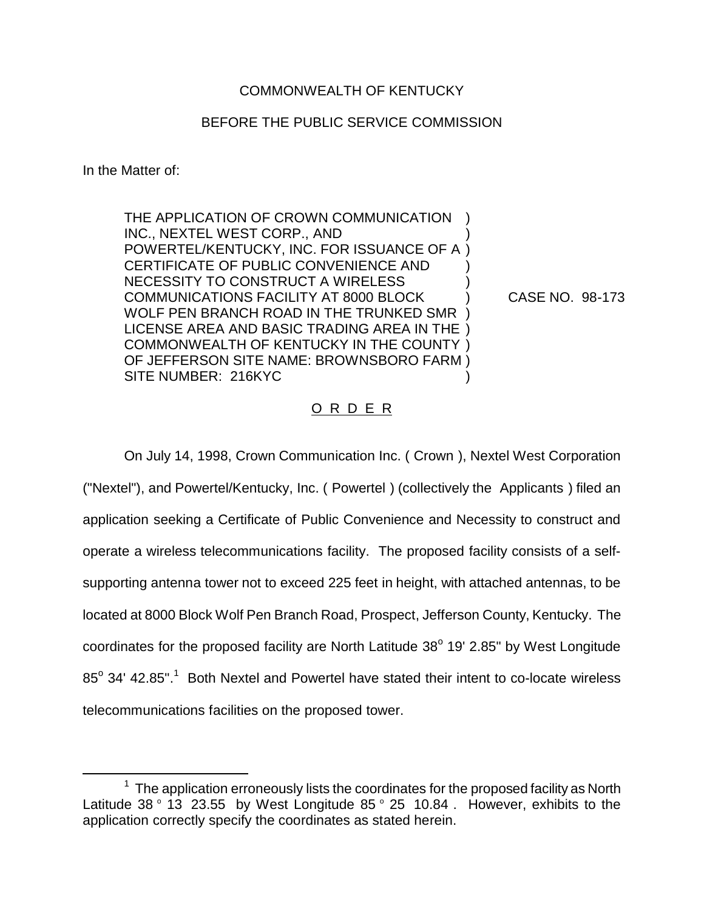COMMONWEALTH OF KENTUCKY

BEFORE THE PUBLIC SERVICE COMMISSION

In the Matter of:

THE APPLICATION OF CROWN COMMUNICATION INC., NEXTEL WEST CORP., AND POWERTEL/KENTUCKY, INC. FOR ISSUANCE OF A CERTIFICATE OF PUBLIC CONVENIENCE AND NECESSITY TO CONSTRUCT A WIRELESS COMMUNICATIONS FACILITY AT 8000 BLOCK WOLF PEN BRANCH ROAD IN THE TRUNKED SMR LICENSE AREA AND BASIC TRADING AREA IN THE COMMONWEALTH OF KENTUCKY IN THE COUNTY OF JEFFERSON SITE NAME: BROWNSBORO FARM SITE NUMBER: 216KYC

CASE NO. 98-173

O R D E R

On July 14, 1998, Crown Communication Inc. ( Crown ), Nextel West Corporation ("Nextel"), and Powertel/Kentucky, Inc. ( Powertel ) (collectively the Applicants ) filed an application seeking a Certificate of Public Convenience and Necessity to construct and operate a wireless telecommunications facility. The proposed facility consists of a self-supporting antenna tower not to exceed 225 feet in height, with attached antennas, to be located at 8000 Block Wolf Pen Branch Road, Prospect, Jefferson County, Kentucky. The coordinates for the proposed facility are North Latitude 38° 19' 2.85" by West Longitude 85° 34' 42.85".[1] Both Nextel and Powertel have stated their intent to co-locate wireless telecommunications facilities on the proposed tower.

[1] The application erroneously lists the coordinates for the proposed facility as North Latitude 38 ° 13 23.55 by West Longitude 85 ° 25 10.84 . However, exhibits to the application correctly specify the coordinates as stated herein.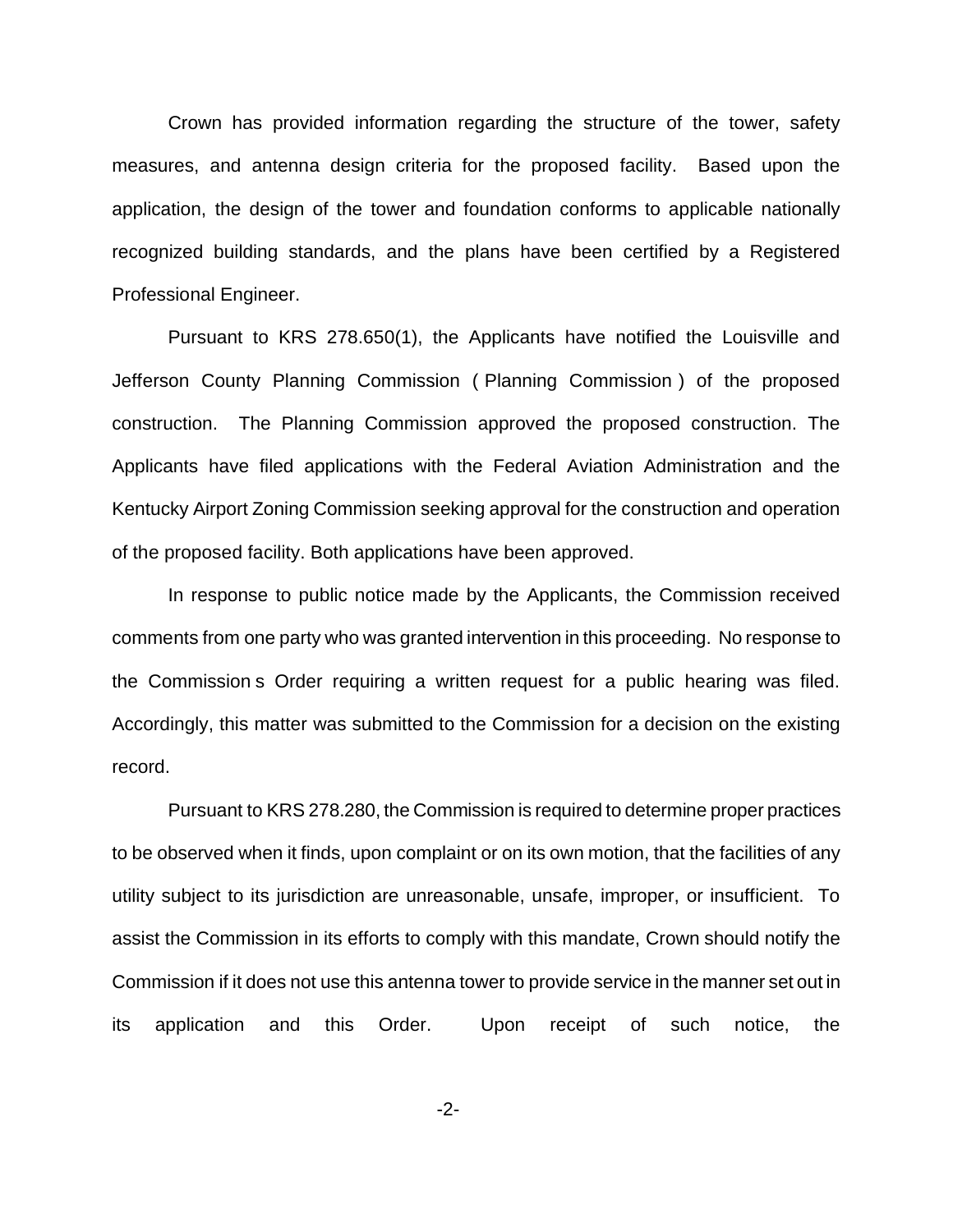Crown has provided information regarding the structure of the tower, safety measures, and antenna design criteria for the proposed facility. Based upon the application, the design of the tower and foundation conforms to applicable nationally recognized building standards, and the plans have been certified by a Registered Professional Engineer.

Pursuant to KRS 278.650(1), the Applicants have notified the Louisville and Jefferson County Planning Commission ( Planning Commission ) of the proposed construction. The Planning Commission approved the proposed construction. The Applicants have filed applications with the Federal Aviation Administration and the Kentucky Airport Zoning Commission seeking approval for the construction and operation of the proposed facility. Both applications have been approved.

In response to public notice made by the Applicants, the Commission received comments from one party who was granted intervention in this proceeding. No response to the Commission s Order requiring a written request for a public hearing was filed. Accordingly, this matter was submitted to the Commission for a decision on the existing record.

Pursuant to KRS 278.280, the Commission is required to determine proper practices to be observed when it finds, upon complaint or on its own motion, that the facilities of any utility subject to its jurisdiction are unreasonable, unsafe, improper, or insufficient. To assist the Commission in its efforts to comply with this mandate, Crown should notify the Commission if it does not use this antenna tower to provide service in the manner set out in its application and this Order. Upon receipt of such notice, the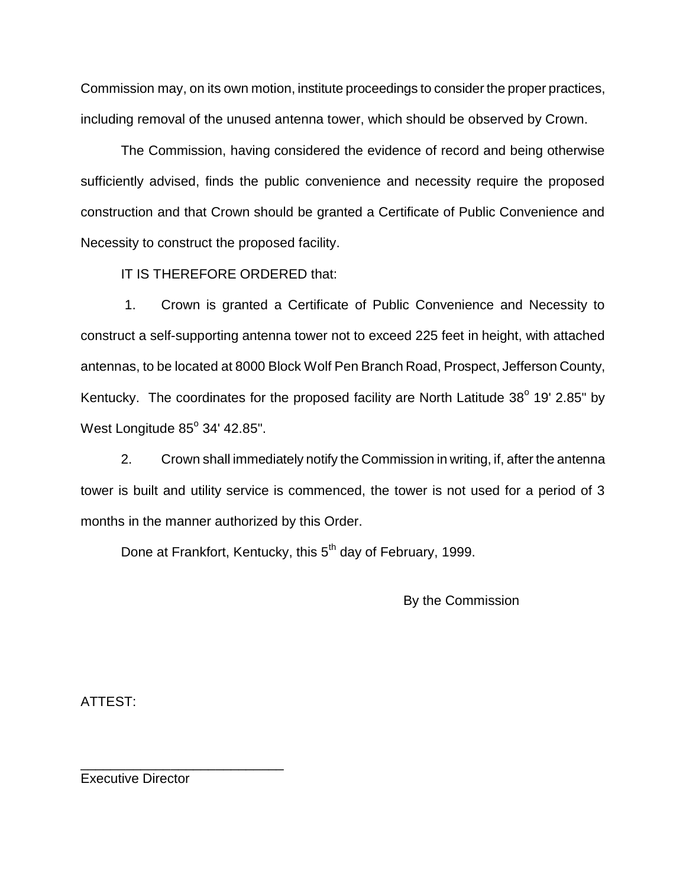Commission may, on its own motion, institute proceedings to consider the proper practices, including removal of the unused antenna tower, which should be observed by Crown.

The Commission, having considered the evidence of record and being otherwise sufficiently advised, finds the public convenience and necessity require the proposed construction and that Crown should be granted a Certificate of Public Convenience and Necessity to construct the proposed facility.

IT IS THEREFORE ORDERED that:

1. Crown is granted a Certificate of Public Convenience and Necessity to construct a self-supporting antenna tower not to exceed 225 feet in height, with attached antennas, to be located at 8000 Block Wolf Pen Branch Road, Prospect, Jefferson County, Kentucky. The coordinates for the proposed facility are North Latitude 38° 19' 2.85" by West Longitude 85° 34' 42.85".

2. Crown shall immediately notify the Commission in writing, if, after the antenna tower is built and utility service is commenced, the tower is not used for a period of 3 months in the manner authorized by this Order.

Done at Frankfort, Kentucky, this 5th day of February, 1999.

By the Commission

ATTEST:

___________________________

Executive Director